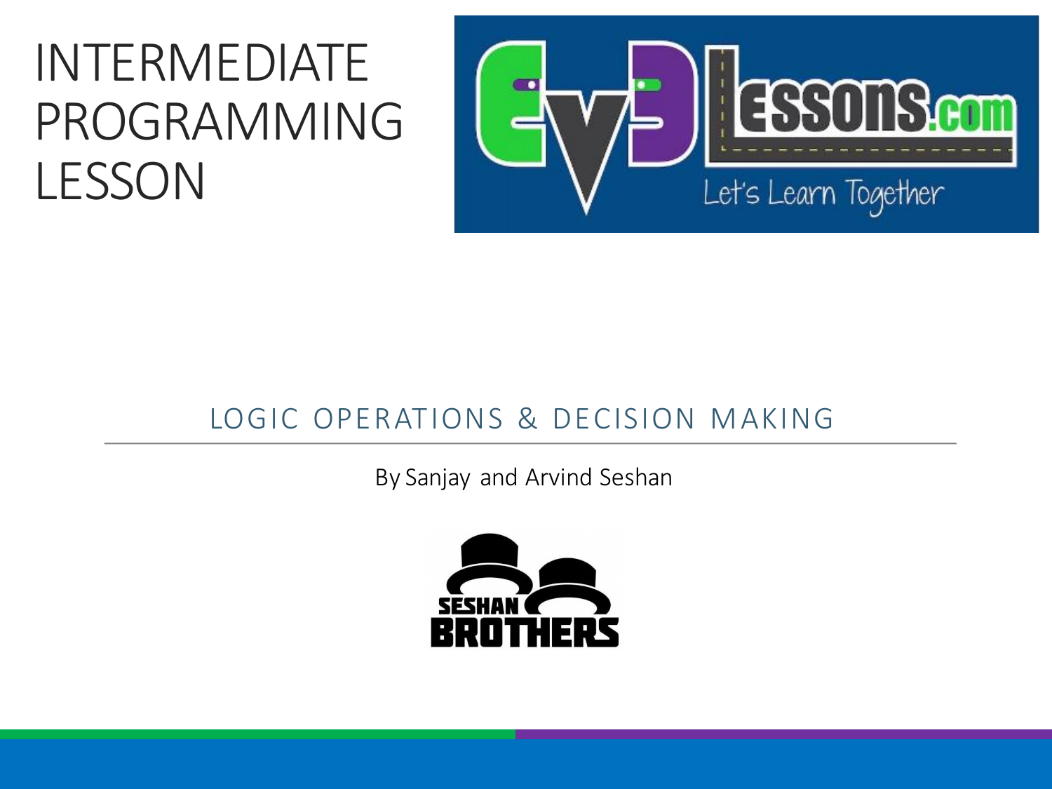# INTERMEDIATE PROGRAMMING LESSON

## LOGIC OPERATIONS & DECISION MAKING

By Sanjay and Arvind Seshan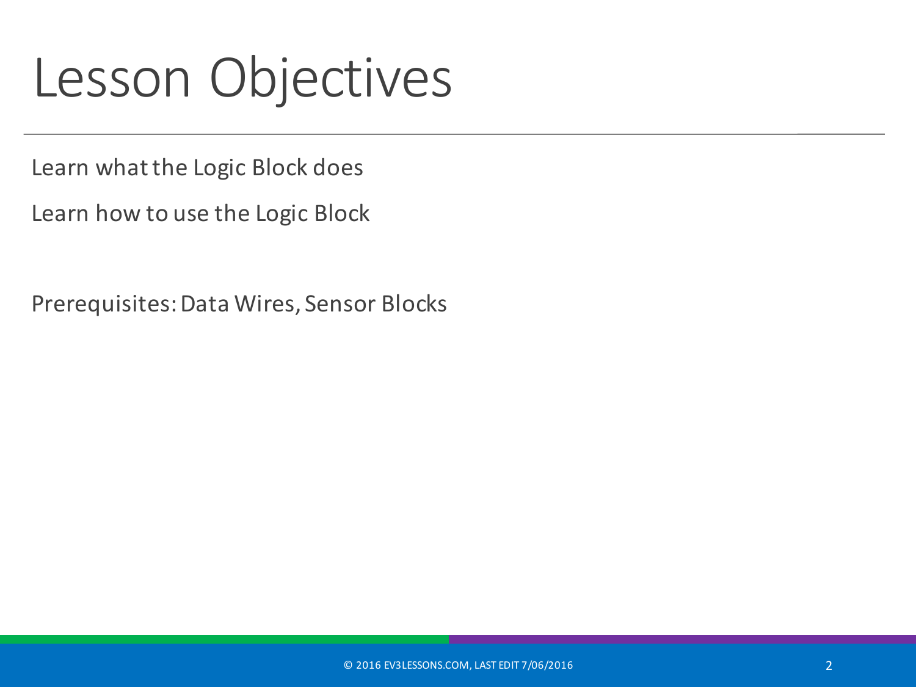# Lesson Objectives

Learn what the Logic Block does

Learn how to use the Logic Block

Prerequisites: Data Wires, Sensor Blocks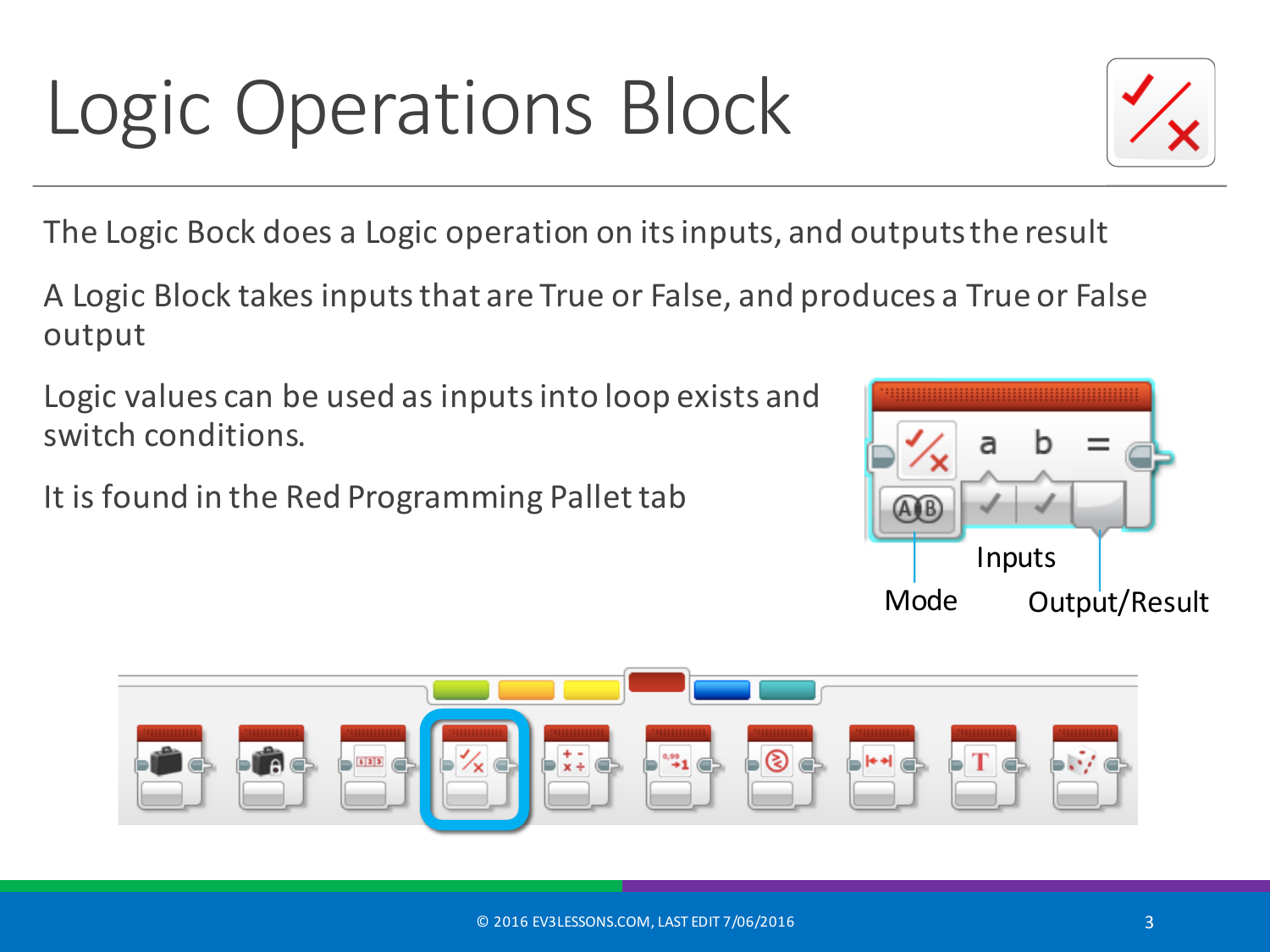# Logic Operations Block

The Logic Bock does a Logic operation on its inputs, and outputs the result

A Logic Block takes inputs that are True or False, and produces a True or False output

Logic values can be used as inputs into loop exists and switch conditions.

It is found in the Red Programming Pallet tab

Inputs

Mode

Output/Result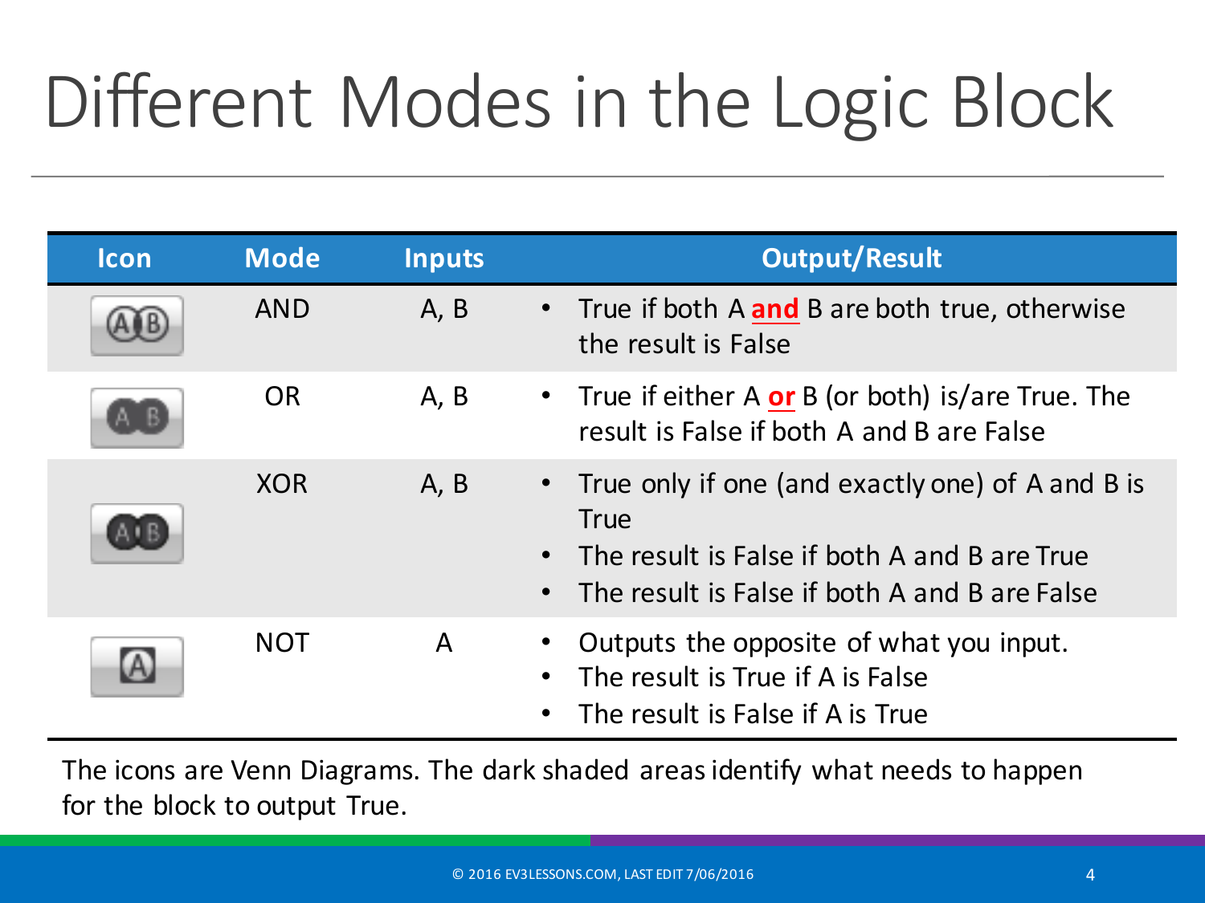# Different Modes in the Logic Block

| Icon | Mode | Inputs | Output/Result |
|---|---|---|---|
| | AND | A, B | • True if both A **and** B are both true, otherwise the result is False |
| | OR | A, B | • True if either A **or** B (or both) is/are True. The result is False if both A and B are False |
| | XOR | A, B | • True only if one (and exactly one) of A and B is True<br>• The result is False if both A and B are True<br>• The result is False if both A and B are False |
| | NOT | A | • Outputs the opposite of what you input.<br>• The result is True if A is False<br>• The result is False if A is True |

The icons are Venn Diagrams. The dark shaded areas identify what needs to happen for the block to output True.

© 2016 EV3LESSONS.COM, LAST EDIT 7/06/2016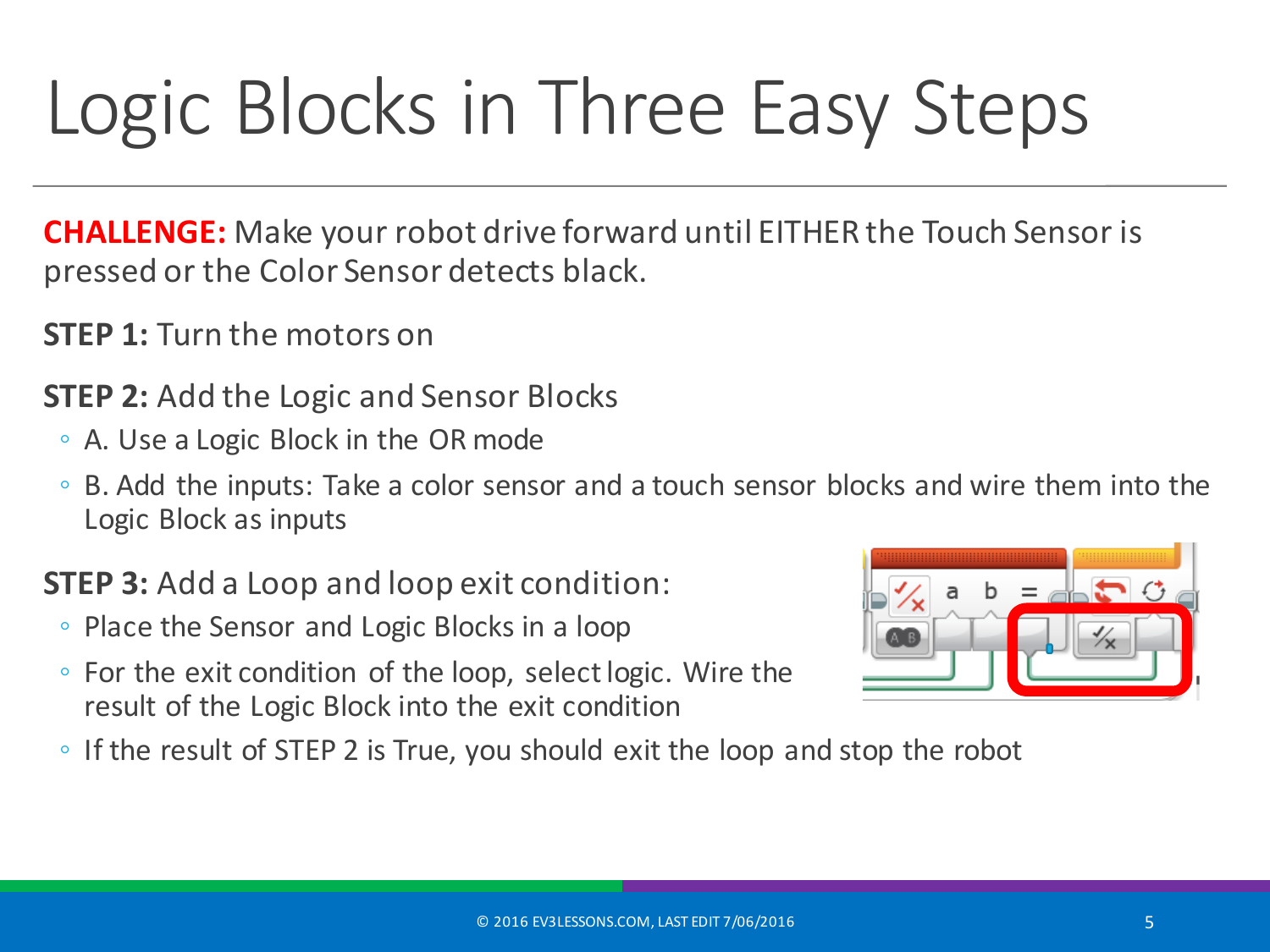# Logic Blocks in Three Easy Steps

**CHALLENGE:** Make your robot drive forward until EITHER the Touch Sensor is pressed or the Color Sensor detects black.

**STEP 1:** Turn the motors on

**STEP 2:** Add the Logic and Sensor Blocks

- A. Use a Logic Block in the OR mode
- B. Add the inputs: Take a color sensor and a touch sensor blocks and wire them into the Logic Block as inputs

**STEP 3:** Add a Loop and loop exit condition:

- Place the Sensor and Logic Blocks in a loop
- For the exit condition of the loop, select logic. Wire the result of the Logic Block into the exit condition
- If the result of STEP 2 is True, you should exit the loop and stop the robot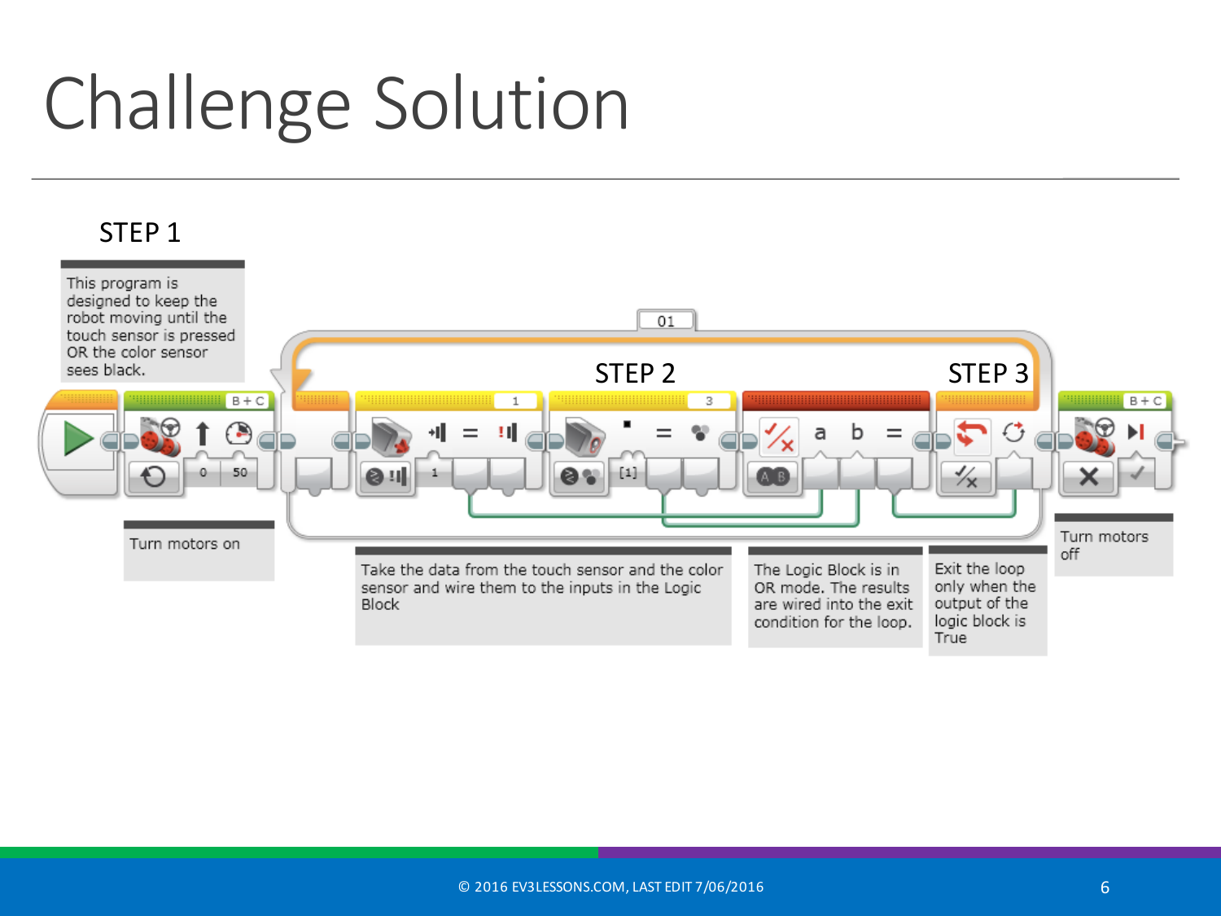# Challenge Solution

STEP 1

This program is designed to keep the robot moving until the touch sensor is pressed OR the color sensor sees black.

Turn motors on

STEP 2

Take the data from the touch sensor and the color sensor and wire them to the inputs in the Logic Block

The Logic Block is in OR mode. The results are wired into the exit condition for the loop.

STEP 3

Exit the loop only when the output of the logic block is True

Turn motors off

© 2016 EV3LESSONS.COM, LAST EDIT 7/06/2016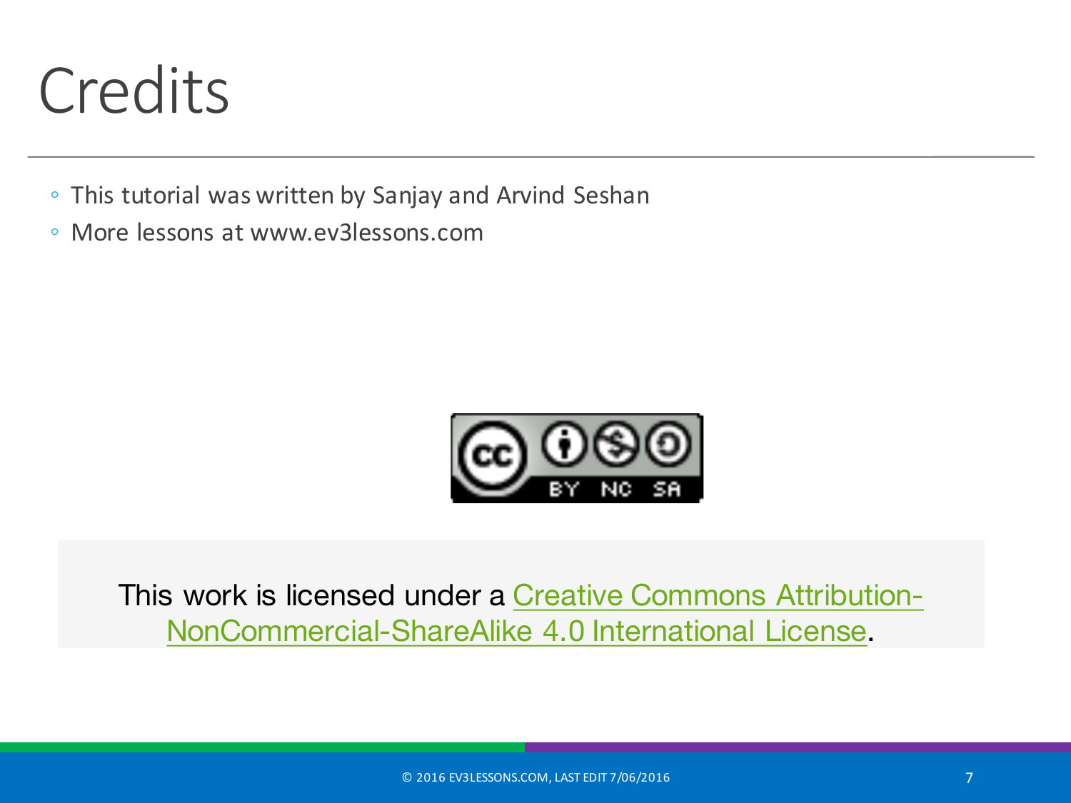# Credits

- This tutorial was written by Sanjay and Arvind Seshan
- More lessons at www.ev3lessons.com

This work is licensed under a Creative Commons Attribution-NonCommercial-ShareAlike 4.0 International License.